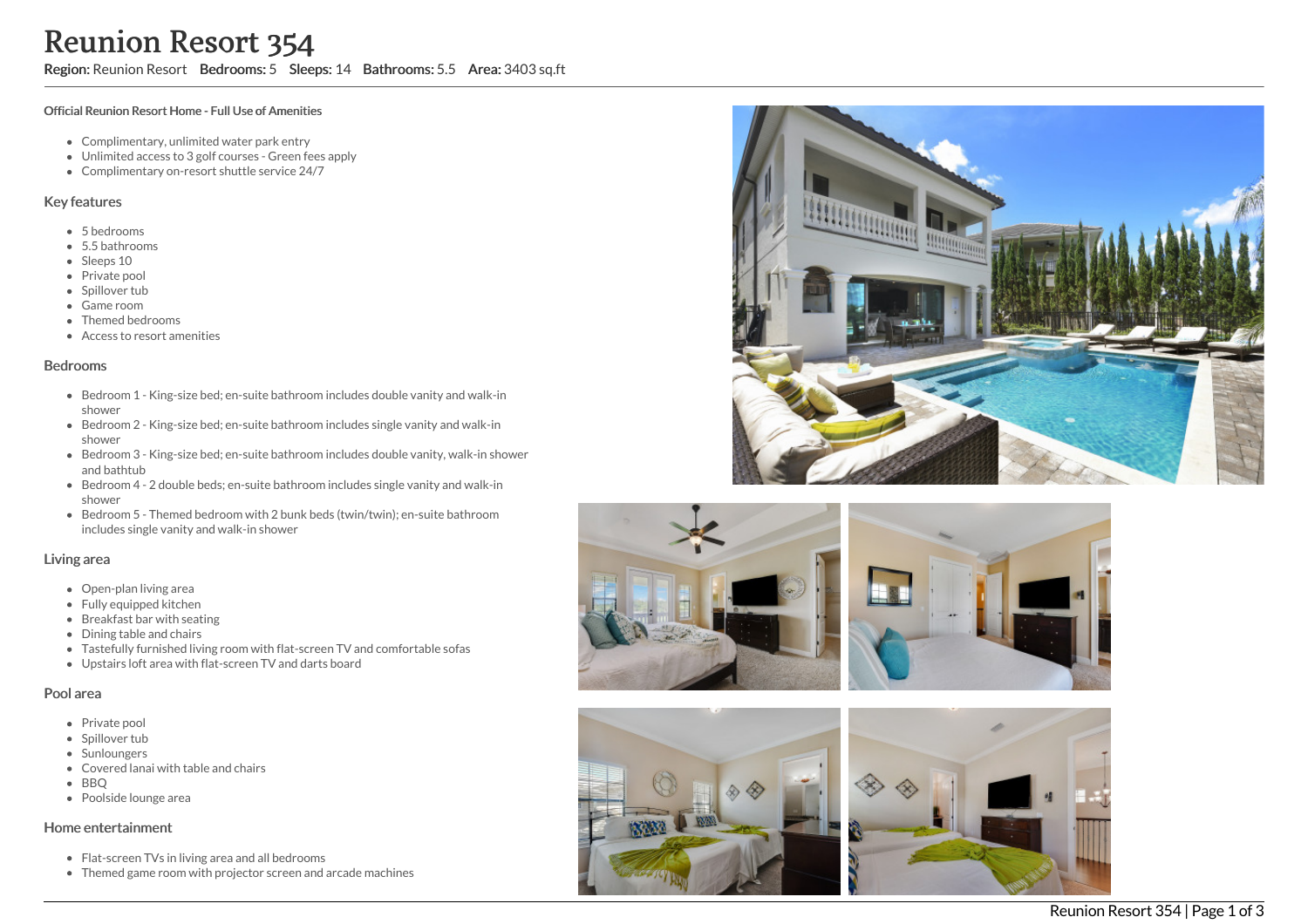# Reunion Resort 354

**Region:** Reunion Resort **Bedrooms:** 5 **Sleeps:** 14 **Bathrooms:** 5.5 **Area:** 3403 sq.ft

**Official Reunion Resort Home - Full Use of Amenities**

- Complimentary, unlimited water park entry
- Unlimited access to 3 golf courses - Green fees apply
- Complimentary on-resort shuttle service 24/7

## Key features

- 5 bedrooms
- 5.5 bathrooms
- Sleeps 10
- Private pool
- Spillover tub
- Game room
- Themed bedrooms
- Access to resort amenities

## Bedrooms

- Bedroom 1 - King-size bed; en-suite bathroom includes double vanity and walk-in shower
- Bedroom 2 - King-size bed; en-suite bathroom includes single vanity and walk-in shower
- Bedroom 3 - King-size bed; en-suite bathroom includes double vanity, walk-in shower and bathtub
- Bedroom 4 - 2 double beds; en-suite bathroom includes single vanity and walk-in shower
- Bedroom 5 - Themed bedroom with 2 bunk beds (twin/twin); en-suite bathroom includes single vanity and walk-in shower

## Living area

- Open-plan living area
- Fully equipped kitchen
- Breakfast bar with seating
- Dining table and chairs
- Tastefully furnished living room with flat-screen TV and comfortable sofas
- Upstairs loft area with flat-screen TV and darts board

## Pool area

- Private pool
- Spillover tub
- Sunloungers
- Covered lanai with table and chairs
- BBQ
- Poolside lounge area

## Home entertainment

- Flat-screen TVs in living area and all bedrooms
- Themed game room with projector screen and arcade machines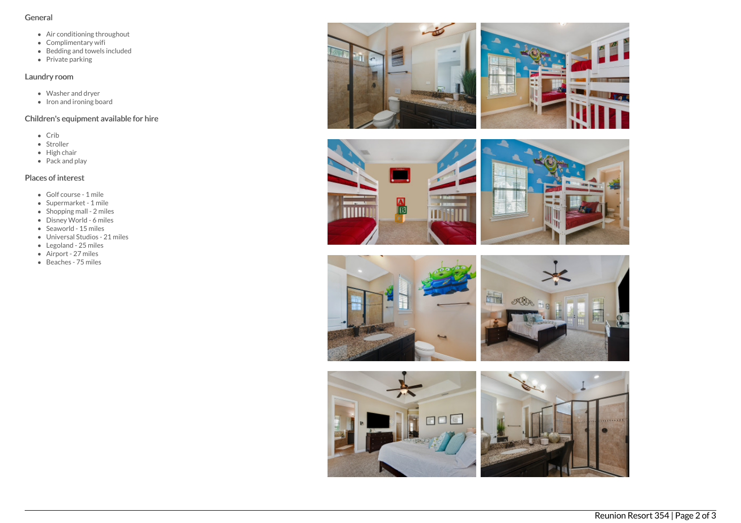## General

- Air conditioning throughout
- Complimentary wifi
- Bedding and towels included
- Private parking

## Laundry room

- Washer and dryer
- Iron and ironing board

## Children's equipment available for hire

- Crib
- Stroller
- High chair
- Pack and play

## Places of interest

- Golf course - 1 mile
- Supermarket - 1 mile
- Shopping mall - 2 miles
- Disney World - 6 miles
- Seaworld - 15 miles
- Universal Studios - 21 miles
- Legoland - 25 miles
- Airport - 27 miles
- Beaches - 75 miles